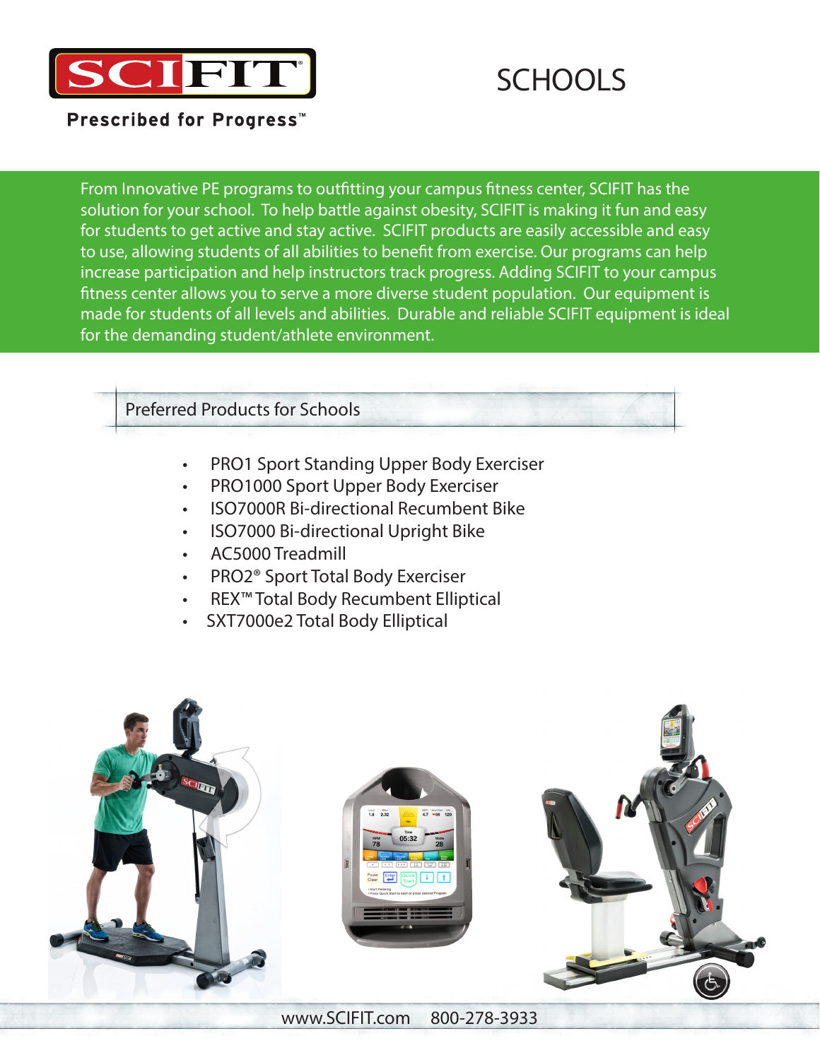SCIFIT

Prescribed for Progress™

# SCHOOLS

From Innovative PE programs to outfitting your campus fitness center, SCIFIT has the solution for your school. To help battle against obesity, SCIFIT is making it fun and easy for students to get active and stay active. SCIFIT products are easily accessible and easy to use, allowing students of all abilities to benefit from exercise. Our programs can help increase participation and help instructors track progress. Adding SCIFIT to your campus fitness center allows you to serve a more diverse student population. Our equipment is made for students of all levels and abilities. Durable and reliable SCIFIT equipment is ideal for the demanding student/athlete environment.

## Preferred Products for Schools

- PRO1 Sport Standing Upper Body Exerciser
- PRO1000 Sport Upper Body Exerciser
- ISO7000R Bi-directional Recumbent Bike
- ISO7000 Bi-directional Upright Bike
- AC5000 Treadmill
- PRO2® Sport Total Body Exerciser
- REX™ Total Body Recumbent Elliptical
- SXT7000e2 Total Body Elliptical

www.SCIFIT.com 800-278-3933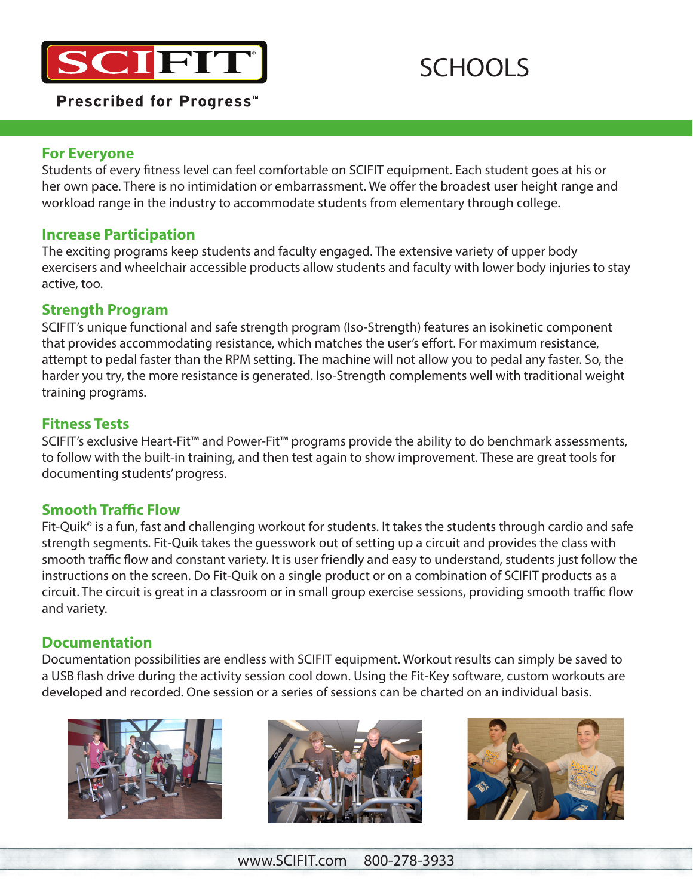SCIFIT

Prescribed for Progress™

# SCHOOLS

## For Everyone

Students of every fitness level can feel comfortable on SCIFIT equipment. Each student goes at his or her own pace. There is no intimidation or embarrassment. We offer the broadest user height range and workload range in the industry to accommodate students from elementary through college.

## Increase Participation

The exciting programs keep students and faculty engaged. The extensive variety of upper body exercisers and wheelchair accessible products allow students and faculty with lower body injuries to stay active, too.

## Strength Program

SCIFIT's unique functional and safe strength program (Iso-Strength) features an isokinetic component that provides accommodating resistance, which matches the user's effort. For maximum resistance, attempt to pedal faster than the RPM setting. The machine will not allow you to pedal any faster. So, the harder you try, the more resistance is generated. Iso-Strength complements well with traditional weight training programs.

## Fitness Tests

SCIFIT's exclusive Heart-Fit™ and Power-Fit™ programs provide the ability to do benchmark assessments, to follow with the built-in training, and then test again to show improvement. These are great tools for documenting students' progress.

## Smooth Traffic Flow

Fit-Quik® is a fun, fast and challenging workout for students. It takes the students through cardio and safe strength segments. Fit-Quik takes the guesswork out of setting up a circuit and provides the class with smooth traffic flow and constant variety. It is user friendly and easy to understand, students just follow the instructions on the screen. Do Fit-Quik on a single product or on a combination of SCIFIT products as a circuit. The circuit is great in a classroom or in small group exercise sessions, providing smooth traffic flow and variety.

## Documentation

Documentation possibilities are endless with SCIFIT equipment. Workout results can simply be saved to a USB flash drive during the activity session cool down. Using the Fit-Key software, custom workouts are developed and recorded. One session or a series of sessions can be charted on an individual basis.

www.SCIFIT.com 800-278-3933